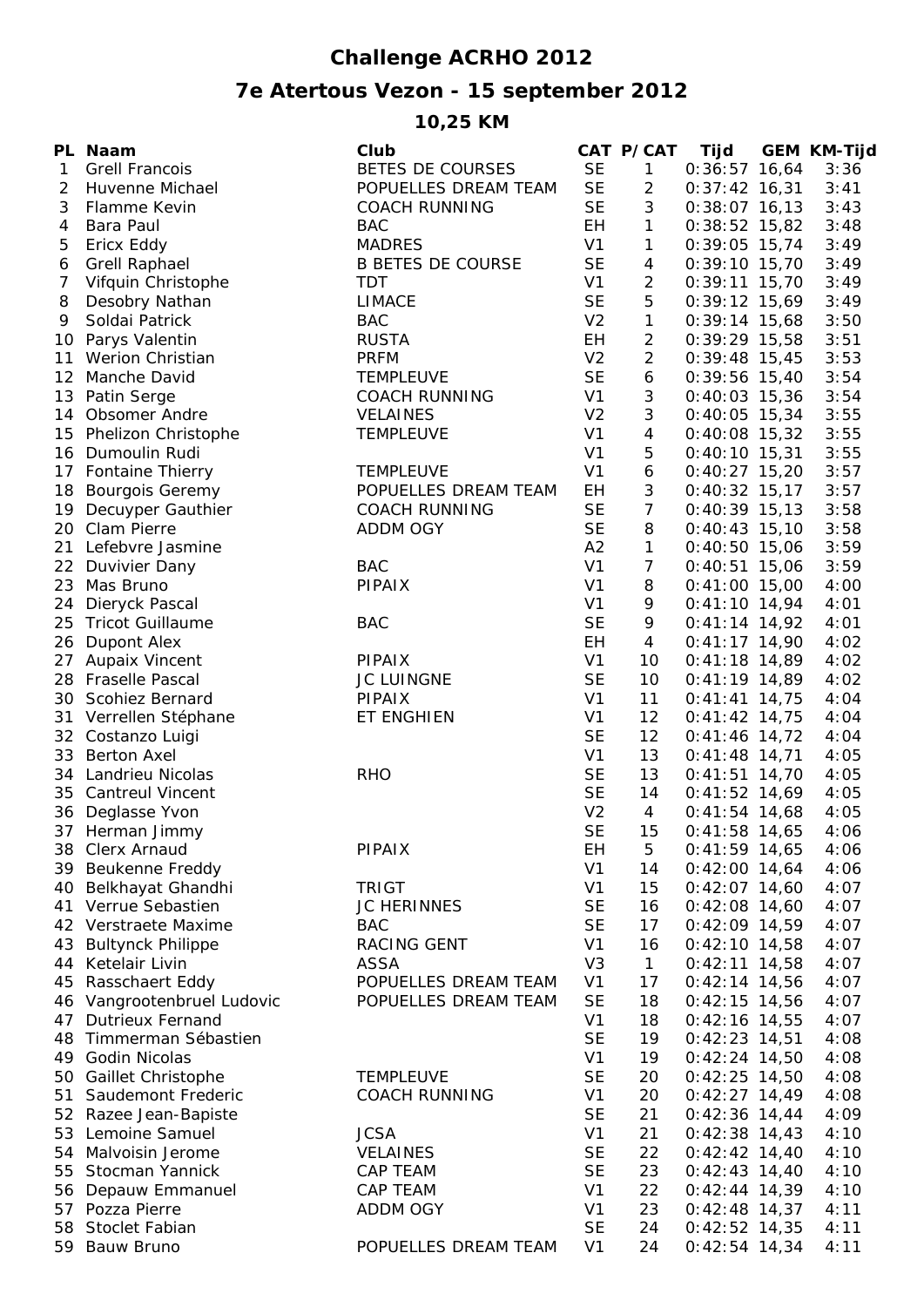# Challenge ACRHO 2012

## 7e Atertous Vezon - 15 september 2012

### 10,25 KM

| PL | Naam | Club | CAT | P/CAT | Tijd | GEM | KM-Tijd |
|---|---|---|---|---|---|---|---|
| 1 | Grell Francois | BETES DE COURSES | SE | 1 | 0:36:57 | 16,64 | 3:36 |
| 2 | Huvenne Michael | POPUELLES DREAM TEAM | SE | 2 | 0:37:42 | 16,31 | 3:41 |
| 3 | Flamme Kevin | COACH RUNNING | SE | 3 | 0:38:07 | 16,13 | 3:43 |
| 4 | Bara Paul | BAC | EH | 1 | 0:38:52 | 15,82 | 3:48 |
| 5 | Ericx Eddy | MADRES | V1 | 1 | 0:39:05 | 15,74 | 3:49 |
| 6 | Grell Raphael | B BETES DE COURSE | SE | 4 | 0:39:10 | 15,70 | 3:49 |
| 7 | Vifquin Christophe | TDT | V1 | 2 | 0:39:11 | 15,70 | 3:49 |
| 8 | Desobry Nathan | LIMACE | SE | 5 | 0:39:12 | 15,69 | 3:49 |
| 9 | Soldai Patrick | BAC | V2 | 1 | 0:39:14 | 15,68 | 3:50 |
| 10 | Parys Valentin | RUSTA | EH | 2 | 0:39:29 | 15,58 | 3:51 |
| 11 | Werion Christian | PRFM | V2 | 2 | 0:39:48 | 15,45 | 3:53 |
| 12 | Manche David | TEMPLEUVE | SE | 6 | 0:39:56 | 15,40 | 3:54 |
| 13 | Patin Serge | COACH RUNNING | V1 | 3 | 0:40:03 | 15,36 | 3:54 |
| 14 | Obsomer Andre | VELAINES | V2 | 3 | 0:40:05 | 15,34 | 3:55 |
| 15 | Phelizon Christophe | TEMPLEUVE | V1 | 4 | 0:40:08 | 15,32 | 3:55 |
| 16 | Dumoulin Rudi | | V1 | 5 | 0:40:10 | 15,31 | 3:55 |
| 17 | Fontaine Thierry | TEMPLEUVE | V1 | 6 | 0:40:27 | 15,20 | 3:57 |
| 18 | Bourgois Geremy | POPUELLES DREAM TEAM | EH | 3 | 0:40:32 | 15,17 | 3:57 |
| 19 | Decuyper Gauthier | COACH RUNNING | SE | 7 | 0:40:39 | 15,13 | 3:58 |
| 20 | Clam Pierre | ADDM OGY | SE | 8 | 0:40:43 | 15,10 | 3:58 |
| 21 | Lefebvre Jasmine | | A2 | 1 | 0:40:50 | 15,06 | 3:59 |
| 22 | Duvivier Dany | BAC | V1 | 7 | 0:40:51 | 15,06 | 3:59 |
| 23 | Mas Bruno | PIPAIX | V1 | 8 | 0:41:00 | 15,00 | 4:00 |
| 24 | Dieryck Pascal | | V1 | 9 | 0:41:10 | 14,94 | 4:01 |
| 25 | Tricot Guillaume | BAC | SE | 9 | 0:41:14 | 14,92 | 4:01 |
| 26 | Dupont Alex | | EH | 4 | 0:41:17 | 14,90 | 4:02 |
| 27 | Aupaix Vincent | PIPAIX | V1 | 10 | 0:41:18 | 14,89 | 4:02 |
| 28 | Fraselle Pascal | JC LUINGNE | SE | 10 | 0:41:19 | 14,89 | 4:02 |
| 30 | Scohiez Bernard | PIPAIX | V1 | 11 | 0:41:41 | 14,75 | 4:04 |
| 31 | Verrellen Stéphane | ET ENGHIEN | V1 | 12 | 0:41:42 | 14,75 | 4:04 |
| 32 | Costanzo Luigi | | SE | 12 | 0:41:46 | 14,72 | 4:04 |
| 33 | Berton Axel | | V1 | 13 | 0:41:48 | 14,71 | 4:05 |
| 34 | Landrieu Nicolas | RHO | SE | 13 | 0:41:51 | 14,70 | 4:05 |
| 35 | Cantreul Vincent | | SE | 14 | 0:41:52 | 14,69 | 4:05 |
| 36 | Deglasse Yvon | | V2 | 4 | 0:41:54 | 14,68 | 4:05 |
| 37 | Herman Jimmy | | SE | 15 | 0:41:58 | 14,65 | 4:06 |
| 38 | Clerx Arnaud | PIPAIX | EH | 5 | 0:41:59 | 14,65 | 4:06 |
| 39 | Beukenne Freddy | | V1 | 14 | 0:42:00 | 14,64 | 4:06 |
| 40 | Belkhayat Ghandhi | TRIGT | V1 | 15 | 0:42:07 | 14,60 | 4:07 |
| 41 | Verrue Sebastien | JC HERINNES | SE | 16 | 0:42:08 | 14,60 | 4:07 |
| 42 | Verstraete Maxime | BAC | SE | 17 | 0:42:09 | 14,59 | 4:07 |
| 43 | Bultynck Philippe | RACING GENT | V1 | 16 | 0:42:10 | 14,58 | 4:07 |
| 44 | Ketelair Livin | ASSA | V3 | 1 | 0:42:11 | 14,58 | 4:07 |
| 45 | Rasschaert Eddy | POPUELLES DREAM TEAM | V1 | 17 | 0:42:14 | 14,56 | 4:07 |
| 46 | Vangrootenbruel Ludovic | POPUELLES DREAM TEAM | SE | 18 | 0:42:15 | 14,56 | 4:07 |
| 47 | Dutrieux Fernand | | V1 | 18 | 0:42:16 | 14,55 | 4:07 |
| 48 | Timmerman Sébastien | | SE | 19 | 0:42:23 | 14,51 | 4:08 |
| 49 | Godin Nicolas | | V1 | 19 | 0:42:24 | 14,50 | 4:08 |
| 50 | Gaillet Christophe | TEMPLEUVE | SE | 20 | 0:42:25 | 14,50 | 4:08 |
| 51 | Saudemont Frederic | COACH RUNNING | V1 | 20 | 0:42:27 | 14,49 | 4:08 |
| 52 | Razee Jean-Bapiste | | SE | 21 | 0:42:36 | 14,44 | 4:09 |
| 53 | Lemoine Samuel | JCSA | V1 | 21 | 0:42:38 | 14,43 | 4:10 |
| 54 | Malvoisin Jerome | VELAINES | SE | 22 | 0:42:42 | 14,40 | 4:10 |
| 55 | Stocman Yannick | CAP TEAM | SE | 23 | 0:42:43 | 14,40 | 4:10 |
| 56 | Depauw Emmanuel | CAP TEAM | V1 | 22 | 0:42:44 | 14,39 | 4:10 |
| 57 | Pozza Pierre | ADDM OGY | V1 | 23 | 0:42:48 | 14,37 | 4:11 |
| 58 | Stoclet Fabian | | SE | 24 | 0:42:52 | 14,35 | 4:11 |
| 59 | Bauw Bruno | POPUELLES DREAM TEAM | V1 | 24 | 0:42:54 | 14,34 | 4:11 |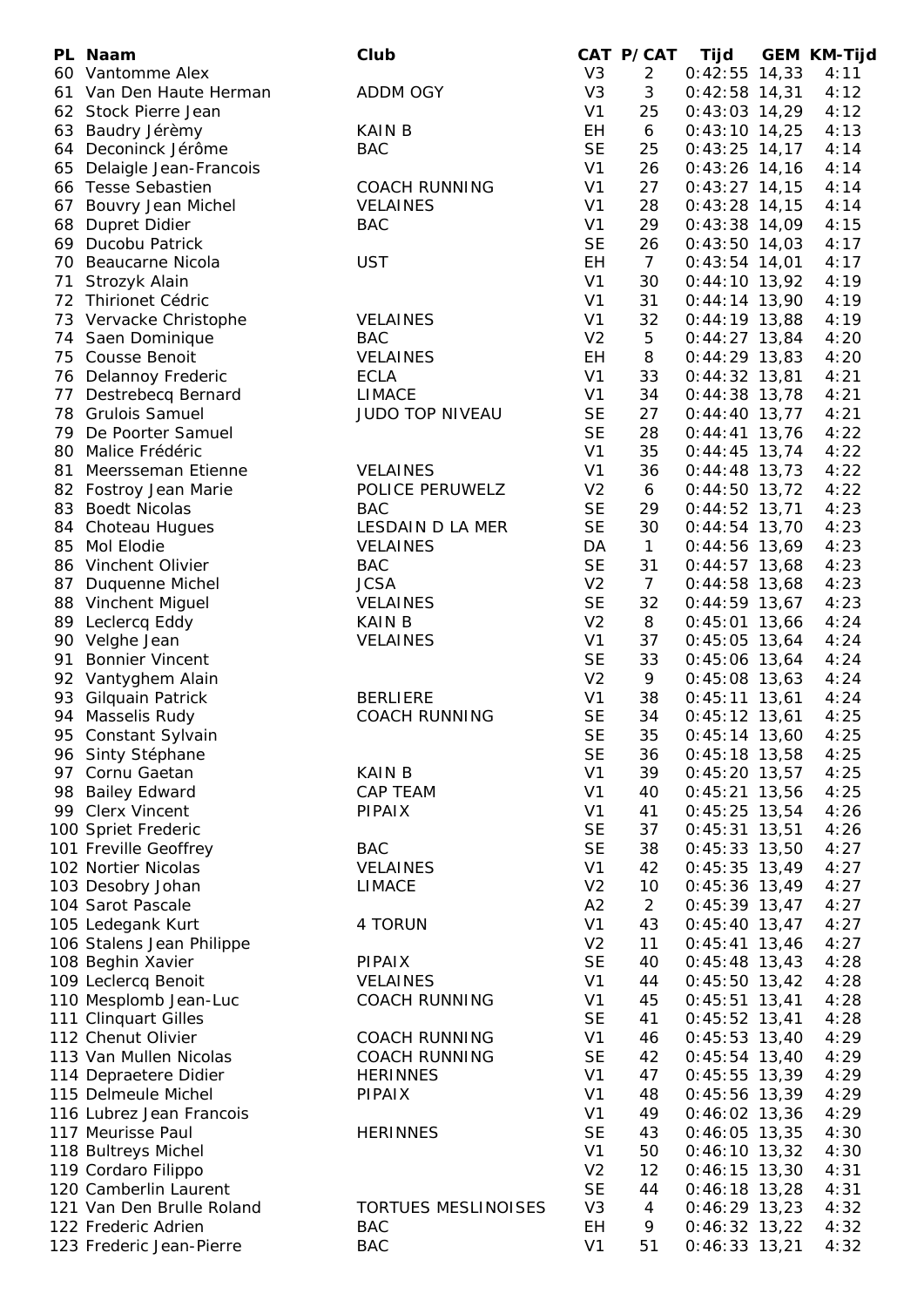| PL | Naam | Club | CAT | P/CAT | Tijd | GEM | KM-Tijd |
|---|---|---|---|---|---|---|---|
| 60 | Vantomme Alex | | V3 | 2 | 0:42:55 | 14,33 | 4:11 |
| 61 | Van Den Haute Herman | ADDM OGY | V3 | 3 | 0:42:58 | 14,31 | 4:12 |
| 62 | Stock Pierre Jean | | V1 | 25 | 0:43:03 | 14,29 | 4:12 |
| 63 | Baudry Jérèmy | KAIN B | EH | 6 | 0:43:10 | 14,25 | 4:13 |
| 64 | Deconinck Jérôme | BAC | SE | 25 | 0:43:25 | 14,17 | 4:14 |
| 65 | Delaigle Jean-Francois | | V1 | 26 | 0:43:26 | 14,16 | 4:14 |
| 66 | Tesse Sebastien | COACH RUNNING | V1 | 27 | 0:43:27 | 14,15 | 4:14 |
| 67 | Bouvry Jean Michel | VELAINES | V1 | 28 | 0:43:28 | 14,15 | 4:14 |
| 68 | Dupret Didier | BAC | V1 | 29 | 0:43:38 | 14,09 | 4:15 |
| 69 | Ducobu Patrick | | SE | 26 | 0:43:50 | 14,03 | 4:17 |
| 70 | Beaucarne Nicola | UST | EH | 7 | 0:43:54 | 14,01 | 4:17 |
| 71 | Strozyk Alain | | V1 | 30 | 0:44:10 | 13,92 | 4:19 |
| 72 | Thirionet Cédric | | V1 | 31 | 0:44:14 | 13,90 | 4:19 |
| 73 | Vervacke Christophe | VELAINES | V1 | 32 | 0:44:19 | 13,88 | 4:19 |
| 74 | Saen Dominique | BAC | V2 | 5 | 0:44:27 | 13,84 | 4:20 |
| 75 | Cousse Benoit | VELAINES | EH | 8 | 0:44:29 | 13,83 | 4:20 |
| 76 | Delannoy Frederic | ECLA | V1 | 33 | 0:44:32 | 13,81 | 4:21 |
| 77 | Destrebecq Bernard | LIMACE | V1 | 34 | 0:44:38 | 13,78 | 4:21 |
| 78 | Grulois Samuel | JUDO TOP NIVEAU | SE | 27 | 0:44:40 | 13,77 | 4:21 |
| 79 | De Poorter Samuel | | SE | 28 | 0:44:41 | 13,76 | 4:22 |
| 80 | Malice Frédéric | | V1 | 35 | 0:44:45 | 13,74 | 4:22 |
| 81 | Meersseman Etienne | VELAINES | V1 | 36 | 0:44:48 | 13,73 | 4:22 |
| 82 | Fostroy Jean Marie | POLICE PERUWELZ | V2 | 6 | 0:44:50 | 13,72 | 4:22 |
| 83 | Boedt Nicolas | BAC | SE | 29 | 0:44:52 | 13,71 | 4:23 |
| 84 | Choteau Hugues | LESDAIN D LA MER | SE | 30 | 0:44:54 | 13,70 | 4:23 |
| 85 | Mol Elodie | VELAINES | DA | 1 | 0:44:56 | 13,69 | 4:23 |
| 86 | Vinchent Olivier | BAC | SE | 31 | 0:44:57 | 13,68 | 4:23 |
| 87 | Duquenne Michel | JCSA | V2 | 7 | 0:44:58 | 13,68 | 4:23 |
| 88 | Vinchent Miguel | VELAINES | SE | 32 | 0:44:59 | 13,67 | 4:23 |
| 89 | Leclercq Eddy | KAIN B | V2 | 8 | 0:45:01 | 13,66 | 4:24 |
| 90 | Velghe Jean | VELAINES | V1 | 37 | 0:45:05 | 13,64 | 4:24 |
| 91 | Bonnier Vincent | | SE | 33 | 0:45:06 | 13,64 | 4:24 |
| 92 | Vantyghem Alain | | V2 | 9 | 0:45:08 | 13,63 | 4:24 |
| 93 | Gilquain Patrick | BERLIERE | V1 | 38 | 0:45:11 | 13,61 | 4:24 |
| 94 | Masselis Rudy | COACH RUNNING | SE | 34 | 0:45:12 | 13,61 | 4:25 |
| 95 | Constant Sylvain | | SE | 35 | 0:45:14 | 13,60 | 4:25 |
| 96 | Sinty Stéphane | | SE | 36 | 0:45:18 | 13,58 | 4:25 |
| 97 | Cornu Gaetan | KAIN B | V1 | 39 | 0:45:20 | 13,57 | 4:25 |
| 98 | Bailey Edward | CAP TEAM | V1 | 40 | 0:45:21 | 13,56 | 4:25 |
| 99 | Clerx Vincent | PIPAIX | V1 | 41 | 0:45:25 | 13,54 | 4:26 |
| 100 | Spriet Frederic | | SE | 37 | 0:45:31 | 13,51 | 4:26 |
| 101 | Freville Geoffrey | BAC | SE | 38 | 0:45:33 | 13,50 | 4:27 |
| 102 | Nortier Nicolas | VELAINES | V1 | 42 | 0:45:35 | 13,49 | 4:27 |
| 103 | Desobry Johan | LIMACE | V2 | 10 | 0:45:36 | 13,49 | 4:27 |
| 104 | Sarot Pascale | | A2 | 2 | 0:45:39 | 13,47 | 4:27 |
| 105 | Ledegank Kurt | 4 TORUN | V1 | 43 | 0:45:40 | 13,47 | 4:27 |
| 106 | Stalens Jean Philippe | | V2 | 11 | 0:45:41 | 13,46 | 4:27 |
| 108 | Beghin Xavier | PIPAIX | SE | 40 | 0:45:48 | 13,43 | 4:28 |
| 109 | Leclercq Benoit | VELAINES | V1 | 44 | 0:45:50 | 13,42 | 4:28 |
| 110 | Mesplomb Jean-Luc | COACH RUNNING | V1 | 45 | 0:45:51 | 13,41 | 4:28 |
| 111 | Clinquart Gilles | | SE | 41 | 0:45:52 | 13,41 | 4:28 |
| 112 | Chenut Olivier | COACH RUNNING | V1 | 46 | 0:45:53 | 13,40 | 4:29 |
| 113 | Van Mullen Nicolas | COACH RUNNING | SE | 42 | 0:45:54 | 13,40 | 4:29 |
| 114 | Depraetere Didier | HERINNES | V1 | 47 | 0:45:55 | 13,39 | 4:29 |
| 115 | Delmeule Michel | PIPAIX | V1 | 48 | 0:45:56 | 13,39 | 4:29 |
| 116 | Lubrez Jean Francois | | V1 | 49 | 0:46:02 | 13,36 | 4:29 |
| 117 | Meurisse Paul | HERINNES | SE | 43 | 0:46:05 | 13,35 | 4:30 |
| 118 | Bultreys Michel | | V1 | 50 | 0:46:10 | 13,32 | 4:30 |
| 119 | Cordaro Filippo | | V2 | 12 | 0:46:15 | 13,30 | 4:31 |
| 120 | Camberlin Laurent | | SE | 44 | 0:46:18 | 13,28 | 4:31 |
| 121 | Van Den Brulle Roland | TORTUES MESLINOISES | V3 | 4 | 0:46:29 | 13,23 | 4:32 |
| 122 | Frederic Adrien | BAC | EH | 9 | 0:46:32 | 13,22 | 4:32 |
| 123 | Frederic Jean-Pierre | BAC | V1 | 51 | 0:46:33 | 13,21 | 4:32 |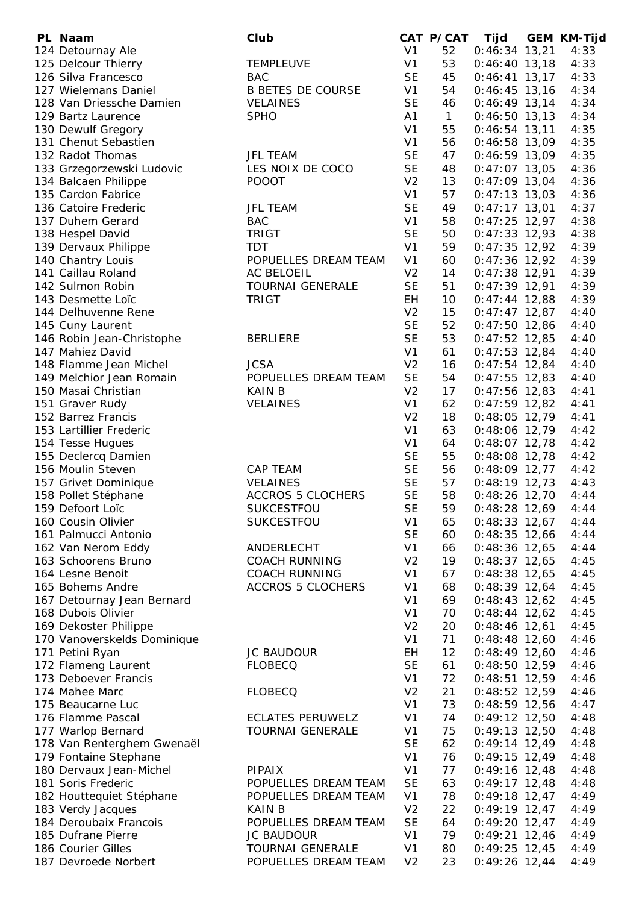| PL | Naam | Club | CAT | P/CAT | Tijd | GEM | KM-Tijd |
|---|---|---|---|---|---|---|---|
| 124 | Detournay Ale | | V1 | 52 | 0:46:34 | 13,21 | 4:33 |
| 125 | Delcour Thierry | TEMPLEUVE | V1 | 53 | 0:46:40 | 13,18 | 4:33 |
| 126 | Silva Francesco | BAC | SE | 45 | 0:46:41 | 13,17 | 4:33 |
| 127 | Wielemans Daniel | B BETES DE COURSE | V1 | 54 | 0:46:45 | 13,16 | 4:34 |
| 128 | Van Driessche Damien | VELAINES | SE | 46 | 0:46:49 | 13,14 | 4:34 |
| 129 | Bartz Laurence | SPHO | A1 | 1 | 0:46:50 | 13,13 | 4:34 |
| 130 | Dewulf Gregory | | V1 | 55 | 0:46:54 | 13,11 | 4:35 |
| 131 | Chenut Sebastien | | V1 | 56 | 0:46:58 | 13,09 | 4:35 |
| 132 | Radot Thomas | JFL TEAM | SE | 47 | 0:46:59 | 13,09 | 4:35 |
| 133 | Grzegorzewski Ludovic | LES NOIX DE COCO | SE | 48 | 0:47:07 | 13,05 | 4:36 |
| 134 | Balcaen Philippe | POOOT | V2 | 13 | 0:47:09 | 13,04 | 4:36 |
| 135 | Cardon Fabrice | | V1 | 57 | 0:47:13 | 13,03 | 4:36 |
| 136 | Catoire Frederic | JFL TEAM | SE | 49 | 0:47:17 | 13,01 | 4:37 |
| 137 | Duhem Gerard | BAC | V1 | 58 | 0:47:25 | 12,97 | 4:38 |
| 138 | Hespel David | TRIGT | SE | 50 | 0:47:33 | 12,93 | 4:38 |
| 139 | Dervaux Philippe | TDT | V1 | 59 | 0:47:35 | 12,92 | 4:39 |
| 140 | Chantry Louis | POPUELLES DREAM TEAM | V1 | 60 | 0:47:36 | 12,92 | 4:39 |
| 141 | Caillau Roland | AC BELOEIL | V2 | 14 | 0:47:38 | 12,91 | 4:39 |
| 142 | Sulmon Robin | TOURNAI GENERALE | SE | 51 | 0:47:39 | 12,91 | 4:39 |
| 143 | Desmette Loïc | TRIGT | EH | 10 | 0:47:44 | 12,88 | 4:39 |
| 144 | Delhuvenne Rene | | V2 | 15 | 0:47:47 | 12,87 | 4:40 |
| 145 | Cuny Laurent | | SE | 52 | 0:47:50 | 12,86 | 4:40 |
| 146 | Robin Jean-Christophe | BERLIERE | SE | 53 | 0:47:52 | 12,85 | 4:40 |
| 147 | Mahiez David | | V1 | 61 | 0:47:53 | 12,84 | 4:40 |
| 148 | Flamme Jean Michel | JCSA | V2 | 16 | 0:47:54 | 12,84 | 4:40 |
| 149 | Melchior Jean Romain | POPUELLES DREAM TEAM | SE | 54 | 0:47:55 | 12,83 | 4:40 |
| 150 | Masai Christian | KAIN B | V2 | 17 | 0:47:56 | 12,83 | 4:41 |
| 151 | Graver Rudy | VELAINES | V1 | 62 | 0:47:59 | 12,82 | 4:41 |
| 152 | Barrez Francis | | V2 | 18 | 0:48:05 | 12,79 | 4:41 |
| 153 | Lartillier Frederic | | V1 | 63 | 0:48:06 | 12,79 | 4:42 |
| 154 | Tesse Hugues | | V1 | 64 | 0:48:07 | 12,78 | 4:42 |
| 155 | Declercq Damien | | SE | 55 | 0:48:08 | 12,78 | 4:42 |
| 156 | Moulin Steven | CAP TEAM | SE | 56 | 0:48:09 | 12,77 | 4:42 |
| 157 | Grivet Dominique | VELAINES | SE | 57 | 0:48:19 | 12,73 | 4:43 |
| 158 | Pollet Stéphane | ACCROS 5 CLOCHERS | SE | 58 | 0:48:26 | 12,70 | 4:44 |
| 159 | Defoort Loïc | SUKCESTFOU | SE | 59 | 0:48:28 | 12,69 | 4:44 |
| 160 | Cousin Olivier | SUKCESTFOU | V1 | 65 | 0:48:33 | 12,67 | 4:44 |
| 161 | Palmucci Antonio | | SE | 60 | 0:48:35 | 12,66 | 4:44 |
| 162 | Van Nerom Eddy | ANDERLECHT | V1 | 66 | 0:48:36 | 12,65 | 4:44 |
| 163 | Schoorens Bruno | COACH RUNNING | V2 | 19 | 0:48:37 | 12,65 | 4:45 |
| 164 | Lesne Benoit | COACH RUNNING | V1 | 67 | 0:48:38 | 12,65 | 4:45 |
| 165 | Bohems Andre | ACCROS 5 CLOCHERS | V1 | 68 | 0:48:39 | 12,64 | 4:45 |
| 167 | Detournay Jean Bernard | | V1 | 69 | 0:48:43 | 12,62 | 4:45 |
| 168 | Dubois Olivier | | V1 | 70 | 0:48:44 | 12,62 | 4:45 |
| 169 | Dekoster Philippe | | V2 | 20 | 0:48:46 | 12,61 | 4:45 |
| 170 | Vanoverskelds Dominique | | V1 | 71 | 0:48:48 | 12,60 | 4:46 |
| 171 | Petini Ryan | JC BAUDOUR | EH | 12 | 0:48:49 | 12,60 | 4:46 |
| 172 | Flameng Laurent | FLOBECQ | SE | 61 | 0:48:50 | 12,59 | 4:46 |
| 173 | Deboever Francis | | V1 | 72 | 0:48:51 | 12,59 | 4:46 |
| 174 | Mahee Marc | FLOBECQ | V2 | 21 | 0:48:52 | 12,59 | 4:46 |
| 175 | Beaucarne Luc | | V1 | 73 | 0:48:59 | 12,56 | 4:47 |
| 176 | Flamme Pascal | ECLATES PERUWELZ | V1 | 74 | 0:49:12 | 12,50 | 4:48 |
| 177 | Warlop Bernard | TOURNAI GENERALE | V1 | 75 | 0:49:13 | 12,50 | 4:48 |
| 178 | Van Renterghem Gwenaël | | SE | 62 | 0:49:14 | 12,49 | 4:48 |
| 179 | Fontaine Stephane | | V1 | 76 | 0:49:15 | 12,49 | 4:48 |
| 180 | Dervaux Jean-Michel | PIPAIX | V1 | 77 | 0:49:16 | 12,48 | 4:48 |
| 181 | Soris Frederic | POPUELLES DREAM TEAM | SE | 63 | 0:49:17 | 12,48 | 4:48 |
| 182 | Houttequiet Stéphane | POPUELLES DREAM TEAM | V1 | 78 | 0:49:18 | 12,47 | 4:49 |
| 183 | Verdy Jacques | KAIN B | V2 | 22 | 0:49:19 | 12,47 | 4:49 |
| 184 | Deroubaix Francois | POPUELLES DREAM TEAM | SE | 64 | 0:49:20 | 12,47 | 4:49 |
| 185 | Dufrane Pierre | JC BAUDOUR | V1 | 79 | 0:49:21 | 12,46 | 4:49 |
| 186 | Courier Gilles | TOURNAI GENERALE | V1 | 80 | 0:49:25 | 12,45 | 4:49 |
| 187 | Devroede Norbert | POPUELLES DREAM TEAM | V2 | 23 | 0:49:26 | 12,44 | 4:49 |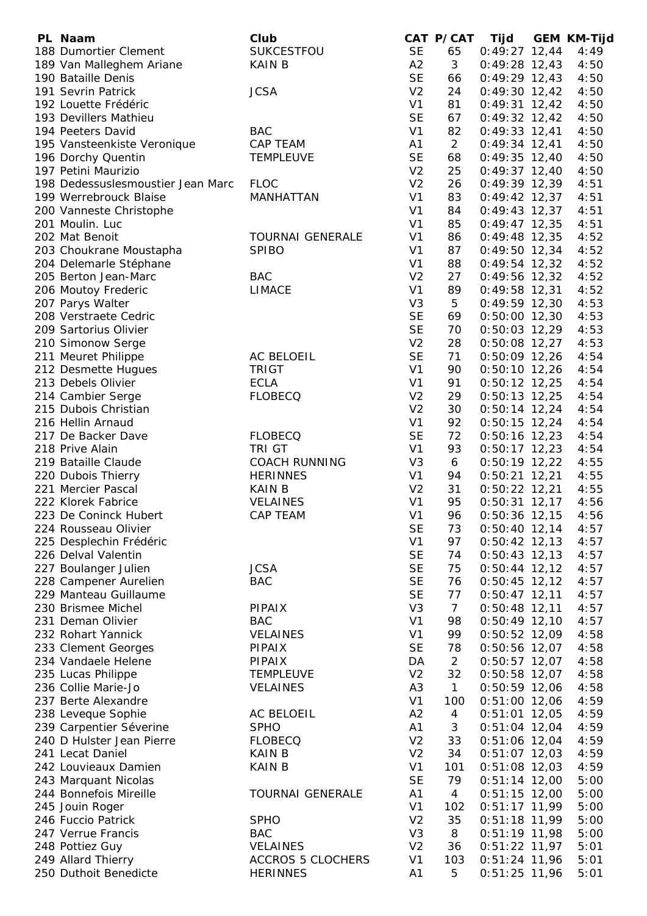| PL | Naam | Club | CAT | P/CAT | Tijd | GEM | KM-Tijd |
|---|---|---|---|---|---|---|---|
| 188 | Dumortier Clement | SUKCESTFOU | SE | 65 | 0:49:27 | 12,44 | 4:49 |
| 189 | Van Malleghem Ariane | KAIN B | A2 | 3 | 0:49:28 | 12,43 | 4:50 |
| 190 | Bataille Denis | | SE | 66 | 0:49:29 | 12,43 | 4:50 |
| 191 | Sevrin Patrick | JCSA | V2 | 24 | 0:49:30 | 12,42 | 4:50 |
| 192 | Louette Frédéric | | V1 | 81 | 0:49:31 | 12,42 | 4:50 |
| 193 | Devillers Mathieu | | SE | 67 | 0:49:32 | 12,42 | 4:50 |
| 194 | Peeters David | BAC | V1 | 82 | 0:49:33 | 12,41 | 4:50 |
| 195 | Vansteenkiste Veronique | CAP TEAM | A1 | 2 | 0:49:34 | 12,41 | 4:50 |
| 196 | Dorchy Quentin | TEMPLEUVE | SE | 68 | 0:49:35 | 12,40 | 4:50 |
| 197 | Petini Maurizio | | V2 | 25 | 0:49:37 | 12,40 | 4:50 |
| 198 | Dedessuslesmoustier Jean Marc | FLOC | V2 | 26 | 0:49:39 | 12,39 | 4:51 |
| 199 | Werrebrouck Blaise | MANHATTAN | V1 | 83 | 0:49:42 | 12,37 | 4:51 |
| 200 | Vanneste Christophe | | V1 | 84 | 0:49:43 | 12,37 | 4:51 |
| 201 | Moulin. Luc | | V1 | 85 | 0:49:47 | 12,35 | 4:51 |
| 202 | Mat Benoit | TOURNAI GENERALE | V1 | 86 | 0:49:48 | 12,35 | 4:52 |
| 203 | Choukrane Moustapha | SPIBO | V1 | 87 | 0:49:50 | 12,34 | 4:52 |
| 204 | Delemarle Stéphane | | V1 | 88 | 0:49:54 | 12,32 | 4:52 |
| 205 | Berton Jean-Marc | BAC | V2 | 27 | 0:49:56 | 12,32 | 4:52 |
| 206 | Moutoy Frederic | LIMACE | V1 | 89 | 0:49:58 | 12,31 | 4:52 |
| 207 | Parys Walter | | V3 | 5 | 0:49:59 | 12,30 | 4:53 |
| 208 | Verstraete Cedric | | SE | 69 | 0:50:00 | 12,30 | 4:53 |
| 209 | Sartorius Olivier | | SE | 70 | 0:50:03 | 12,29 | 4:53 |
| 210 | Simonow Serge | | V2 | 28 | 0:50:08 | 12,27 | 4:53 |
| 211 | Meuret Philippe | AC BELOEIL | SE | 71 | 0:50:09 | 12,26 | 4:54 |
| 212 | Desmette Hugues | TRIGT | V1 | 90 | 0:50:10 | 12,26 | 4:54 |
| 213 | Debels Olivier | ECLA | V1 | 91 | 0:50:12 | 12,25 | 4:54 |
| 214 | Cambier Serge | FLOBECQ | V2 | 29 | 0:50:13 | 12,25 | 4:54 |
| 215 | Dubois Christian | | V2 | 30 | 0:50:14 | 12,24 | 4:54 |
| 216 | Hellin Arnaud | | V1 | 92 | 0:50:15 | 12,24 | 4:54 |
| 217 | De Backer Dave | FLOBECQ | SE | 72 | 0:50:16 | 12,23 | 4:54 |
| 218 | Prive Alain | TRI GT | V1 | 93 | 0:50:17 | 12,23 | 4:54 |
| 219 | Bataille Claude | COACH RUNNING | V3 | 6 | 0:50:19 | 12,22 | 4:55 |
| 220 | Dubois Thierry | HERINNES | V1 | 94 | 0:50:21 | 12,21 | 4:55 |
| 221 | Mercier Pascal | KAIN B | V2 | 31 | 0:50:22 | 12,21 | 4:55 |
| 222 | Klorek Fabrice | VELAINES | V1 | 95 | 0:50:31 | 12,17 | 4:56 |
| 223 | De Coninck Hubert | CAP TEAM | V1 | 96 | 0:50:36 | 12,15 | 4:56 |
| 224 | Rousseau Olivier | | SE | 73 | 0:50:40 | 12,14 | 4:57 |
| 225 | Desplechin Frédéric | | V1 | 97 | 0:50:42 | 12,13 | 4:57 |
| 226 | Delval Valentin | | SE | 74 | 0:50:43 | 12,13 | 4:57 |
| 227 | Boulanger Julien | JCSA | SE | 75 | 0:50:44 | 12,12 | 4:57 |
| 228 | Campener Aurelien | BAC | SE | 76 | 0:50:45 | 12,12 | 4:57 |
| 229 | Manteau Guillaume | | SE | 77 | 0:50:47 | 12,11 | 4:57 |
| 230 | Brismee Michel | PIPAIX | V3 | 7 | 0:50:48 | 12,11 | 4:57 |
| 231 | Deman Olivier | BAC | V1 | 98 | 0:50:49 | 12,10 | 4:57 |
| 232 | Rohart Yannick | VELAINES | V1 | 99 | 0:50:52 | 12,09 | 4:58 |
| 233 | Clement Georges | PIPAIX | SE | 78 | 0:50:56 | 12,07 | 4:58 |
| 234 | Vandaele Helene | PIPAIX | DA | 2 | 0:50:57 | 12,07 | 4:58 |
| 235 | Lucas Philippe | TEMPLEUVE | V2 | 32 | 0:50:58 | 12,07 | 4:58 |
| 236 | Collie Marie-Jo | VELAINES | A3 | 1 | 0:50:59 | 12,06 | 4:58 |
| 237 | Berte Alexandre | | V1 | 100 | 0:51:00 | 12,06 | 4:59 |
| 238 | Leveque Sophie | AC BELOEIL | A2 | 4 | 0:51:01 | 12,05 | 4:59 |
| 239 | Carpentier Séverine | SPHO | A1 | 3 | 0:51:04 | 12,04 | 4:59 |
| 240 | D Hulster Jean Pierre | FLOBECQ | V2 | 33 | 0:51:06 | 12,04 | 4:59 |
| 241 | Lecat Daniel | KAIN B | V2 | 34 | 0:51:07 | 12,03 | 4:59 |
| 242 | Louvieaux Damien | KAIN B | V1 | 101 | 0:51:08 | 12,03 | 4:59 |
| 243 | Marquant Nicolas | | SE | 79 | 0:51:14 | 12,00 | 5:00 |
| 244 | Bonnefois Mireille | TOURNAI GENERALE | A1 | 4 | 0:51:15 | 12,00 | 5:00 |
| 245 | Jouin Roger | | V1 | 102 | 0:51:17 | 11,99 | 5:00 |
| 246 | Fuccio Patrick | SPHO | V2 | 35 | 0:51:18 | 11,99 | 5:00 |
| 247 | Verrue Francis | BAC | V3 | 8 | 0:51:19 | 11,98 | 5:00 |
| 248 | Pottiez Guy | VELAINES | V2 | 36 | 0:51:22 | 11,97 | 5:01 |
| 249 | Allard Thierry | ACCROS 5 CLOCHERS | V1 | 103 | 0:51:24 | 11,96 | 5:01 |
| 250 | Duthoit Benedicte | HERINNES | A1 | 5 | 0:51:25 | 11,96 | 5:01 |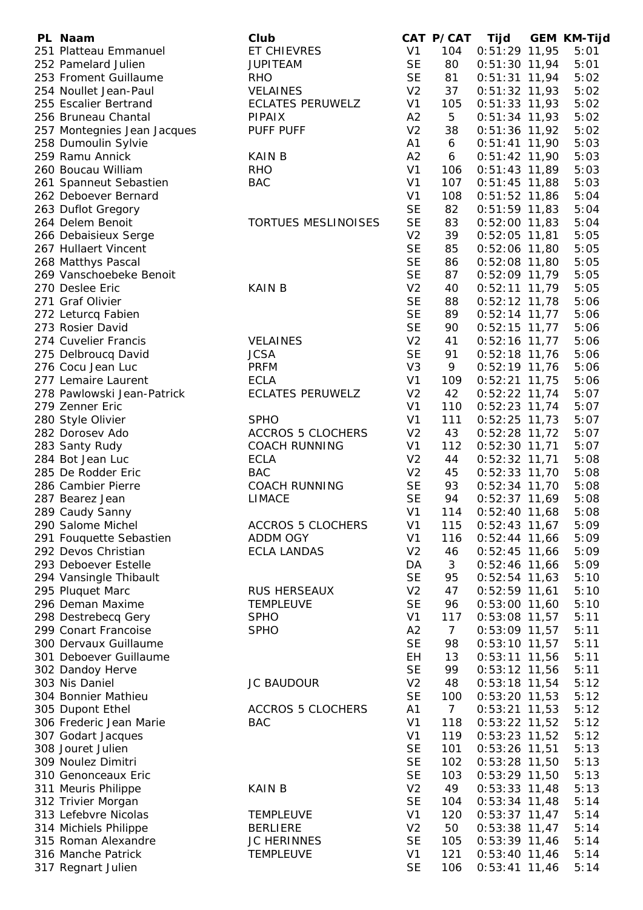| PL | Naam | Club | CAT | P/CAT | Tijd | GEM | KM-Tijd |
|---|---|---|---|---|---|---|---|
| 251 | Platteau Emmanuel | ET CHIEVRES | V1 | 104 | 0:51:29 | 11,95 | 5:01 |
| 252 | Pamelard Julien | JUPITEAM | SE | 80 | 0:51:30 | 11,94 | 5:01 |
| 253 | Froment Guillaume | RHO | SE | 81 | 0:51:31 | 11,94 | 5:02 |
| 254 | Noullet Jean-Paul | VELAINES | V2 | 37 | 0:51:32 | 11,93 | 5:02 |
| 255 | Escalier Bertrand | ECLATES PERUWELZ | V1 | 105 | 0:51:33 | 11,93 | 5:02 |
| 256 | Bruneau Chantal | PIPAIX | A2 | 5 | 0:51:34 | 11,93 | 5:02 |
| 257 | Montegnies Jean Jacques | PUFF PUFF | V2 | 38 | 0:51:36 | 11,92 | 5:02 |
| 258 | Dumoulin Sylvie | | A1 | 6 | 0:51:41 | 11,90 | 5:03 |
| 259 | Ramu Annick | KAIN B | A2 | 6 | 0:51:42 | 11,90 | 5:03 |
| 260 | Boucau William | RHO | V1 | 106 | 0:51:43 | 11,89 | 5:03 |
| 261 | Spanneut Sebastien | BAC | V1 | 107 | 0:51:45 | 11,88 | 5:03 |
| 262 | Deboever Bernard | | V1 | 108 | 0:51:52 | 11,86 | 5:04 |
| 263 | Duflot Gregory | | SE | 82 | 0:51:59 | 11,83 | 5:04 |
| 264 | Delem Benoit | TORTUES MESLINOISES | SE | 83 | 0:52:00 | 11,83 | 5:04 |
| 266 | Debaisieux Serge | | V2 | 39 | 0:52:05 | 11,81 | 5:05 |
| 267 | Hullaert Vincent | | SE | 85 | 0:52:06 | 11,80 | 5:05 |
| 268 | Matthys Pascal | | SE | 86 | 0:52:08 | 11,80 | 5:05 |
| 269 | Vanschoebeke Benoit | | SE | 87 | 0:52:09 | 11,79 | 5:05 |
| 270 | Deslee Eric | KAIN B | V2 | 40 | 0:52:11 | 11,79 | 5:05 |
| 271 | Graf Olivier | | SE | 88 | 0:52:12 | 11,78 | 5:06 |
| 272 | Leturcq Fabien | | SE | 89 | 0:52:14 | 11,77 | 5:06 |
| 273 | Rosier David | | SE | 90 | 0:52:15 | 11,77 | 5:06 |
| 274 | Cuvelier Francis | VELAINES | V2 | 41 | 0:52:16 | 11,77 | 5:06 |
| 275 | Delbroucq David | JCSA | SE | 91 | 0:52:18 | 11,76 | 5:06 |
| 276 | Cocu Jean Luc | PRFM | V3 | 9 | 0:52:19 | 11,76 | 5:06 |
| 277 | Lemaire Laurent | ECLA | V1 | 109 | 0:52:21 | 11,75 | 5:06 |
| 278 | Pawlowski Jean-Patrick | ECLATES PERUWELZ | V2 | 42 | 0:52:22 | 11,74 | 5:07 |
| 279 | Zenner Eric | | V1 | 110 | 0:52:23 | 11,74 | 5:07 |
| 280 | Style Olivier | SPHO | V1 | 111 | 0:52:25 | 11,73 | 5:07 |
| 282 | Dorosev Ado | ACCROS 5 CLOCHERS | V2 | 43 | 0:52:28 | 11,72 | 5:07 |
| 283 | Santy Rudy | COACH RUNNING | V1 | 112 | 0:52:30 | 11,71 | 5:07 |
| 284 | Bot Jean Luc | ECLA | V2 | 44 | 0:52:32 | 11,71 | 5:08 |
| 285 | De Rodder Eric | BAC | V2 | 45 | 0:52:33 | 11,70 | 5:08 |
| 286 | Cambier Pierre | COACH RUNNING | SE | 93 | 0:52:34 | 11,70 | 5:08 |
| 287 | Bearez Jean | LIMACE | SE | 94 | 0:52:37 | 11,69 | 5:08 |
| 289 | Caudy Sanny | | V1 | 114 | 0:52:40 | 11,68 | 5:08 |
| 290 | Salome Michel | ACCROS 5 CLOCHERS | V1 | 115 | 0:52:43 | 11,67 | 5:09 |
| 291 | Fouquette Sebastien | ADDM OGY | V1 | 116 | 0:52:44 | 11,66 | 5:09 |
| 292 | Devos Christian | ECLA LANDAS | V2 | 46 | 0:52:45 | 11,66 | 5:09 |
| 293 | Deboever Estelle | | DA | 3 | 0:52:46 | 11,66 | 5:09 |
| 294 | Vansingle Thibault | | SE | 95 | 0:52:54 | 11,63 | 5:10 |
| 295 | Pluquet Marc | RUS HERSEAUX | V2 | 47 | 0:52:59 | 11,61 | 5:10 |
| 296 | Deman Maxime | TEMPLEUVE | SE | 96 | 0:53:00 | 11,60 | 5:10 |
| 298 | Destrebecq Gery | SPHO | V1 | 117 | 0:53:08 | 11,57 | 5:11 |
| 299 | Conart Francoise | SPHO | A2 | 7 | 0:53:09 | 11,57 | 5:11 |
| 300 | Dervaux Guillaume | | SE | 98 | 0:53:10 | 11,57 | 5:11 |
| 301 | Deboever Guillaume | | EH | 13 | 0:53:11 | 11,56 | 5:11 |
| 302 | Dandoy Herve | | SE | 99 | 0:53:12 | 11,56 | 5:11 |
| 303 | Nis Daniel | JC BAUDOUR | V2 | 48 | 0:53:18 | 11,54 | 5:12 |
| 304 | Bonnier Mathieu | | SE | 100 | 0:53:20 | 11,53 | 5:12 |
| 305 | Dupont Ethel | ACCROS 5 CLOCHERS | A1 | 7 | 0:53:21 | 11,53 | 5:12 |
| 306 | Frederic Jean Marie | BAC | V1 | 118 | 0:53:22 | 11,52 | 5:12 |
| 307 | Godart Jacques | | V1 | 119 | 0:53:23 | 11,52 | 5:12 |
| 308 | Jouret Julien | | SE | 101 | 0:53:26 | 11,51 | 5:13 |
| 309 | Noulez Dimitri | | SE | 102 | 0:53:28 | 11,50 | 5:13 |
| 310 | Genonceaux Eric | | SE | 103 | 0:53:29 | 11,50 | 5:13 |
| 311 | Meuris Philippe | KAIN B | V2 | 49 | 0:53:33 | 11,48 | 5:13 |
| 312 | Trivier Morgan | | SE | 104 | 0:53:34 | 11,48 | 5:14 |
| 313 | Lefebvre Nicolas | TEMPLEUVE | V1 | 120 | 0:53:37 | 11,47 | 5:14 |
| 314 | Michiels Philippe | BERLIERE | V2 | 50 | 0:53:38 | 11,47 | 5:14 |
| 315 | Roman Alexandre | JC HERINNES | SE | 105 | 0:53:39 | 11,46 | 5:14 |
| 316 | Manche Patrick | TEMPLEUVE | V1 | 121 | 0:53:40 | 11,46 | 5:14 |
| 317 | Regnart Julien | | SE | 106 | 0:53:41 | 11,46 | 5:14 |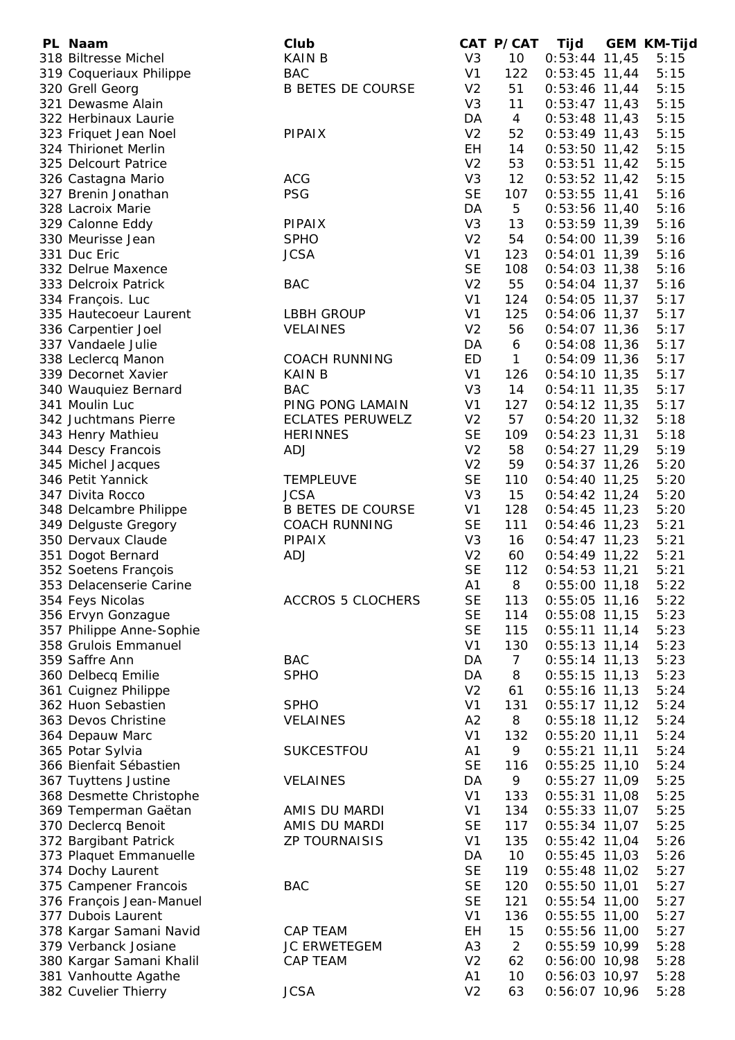| PL | Naam | Club | CAT | P/CAT | Tijd | GEM | KM-Tijd |
|---|---|---|---|---|---|---|---|
| 318 | Biltresse Michel | KAIN B | V3 | 10 | 0:53:44 | 11,45 | 5:15 |
| 319 | Coqueriaux Philippe | BAC | V1 | 122 | 0:53:45 | 11,44 | 5:15 |
| 320 | Grell Georg | B BETES DE COURSE | V2 | 51 | 0:53:46 | 11,44 | 5:15 |
| 321 | Dewasme Alain | | V3 | 11 | 0:53:47 | 11,43 | 5:15 |
| 322 | Herbinaux Laurie | | DA | 4 | 0:53:48 | 11,43 | 5:15 |
| 323 | Friquet Jean Noel | PIPAIX | V2 | 52 | 0:53:49 | 11,43 | 5:15 |
| 324 | Thirionet Merlin | | EH | 14 | 0:53:50 | 11,42 | 5:15 |
| 325 | Delcourt Patrice | | V2 | 53 | 0:53:51 | 11,42 | 5:15 |
| 326 | Castagna Mario | ACG | V3 | 12 | 0:53:52 | 11,42 | 5:15 |
| 327 | Brenin Jonathan | PSG | SE | 107 | 0:53:55 | 11,41 | 5:16 |
| 328 | Lacroix Marie | | DA | 5 | 0:53:56 | 11,40 | 5:16 |
| 329 | Calonne Eddy | PIPAIX | V3 | 13 | 0:53:59 | 11,39 | 5:16 |
| 330 | Meurisse Jean | SPHO | V2 | 54 | 0:54:00 | 11,39 | 5:16 |
| 331 | Duc Eric | JCSA | V1 | 123 | 0:54:01 | 11,39 | 5:16 |
| 332 | Delrue Maxence | | SE | 108 | 0:54:03 | 11,38 | 5:16 |
| 333 | Delcroix Patrick | BAC | V2 | 55 | 0:54:04 | 11,37 | 5:16 |
| 334 | François. Luc | | V1 | 124 | 0:54:05 | 11,37 | 5:17 |
| 335 | Hautecoeur Laurent | LBBH GROUP | V1 | 125 | 0:54:06 | 11,37 | 5:17 |
| 336 | Carpentier Joel | VELAINES | V2 | 56 | 0:54:07 | 11,36 | 5:17 |
| 337 | Vandaele Julie | | DA | 6 | 0:54:08 | 11,36 | 5:17 |
| 338 | Leclercq Manon | COACH RUNNING | ED | 1 | 0:54:09 | 11,36 | 5:17 |
| 339 | Decornet Xavier | KAIN B | V1 | 126 | 0:54:10 | 11,35 | 5:17 |
| 340 | Wauquiez Bernard | BAC | V3 | 14 | 0:54:11 | 11,35 | 5:17 |
| 341 | Moulin Luc | PING PONG LAMAIN | V1 | 127 | 0:54:12 | 11,35 | 5:17 |
| 342 | Juchtmans Pierre | ECLATES PERUWELZ | V2 | 57 | 0:54:20 | 11,32 | 5:18 |
| 343 | Henry Mathieu | HERINNES | SE | 109 | 0:54:23 | 11,31 | 5:18 |
| 344 | Descy Francois | ADJ | V2 | 58 | 0:54:27 | 11,29 | 5:19 |
| 345 | Michel Jacques | | V2 | 59 | 0:54:37 | 11,26 | 5:20 |
| 346 | Petit Yannick | TEMPLEUVE | SE | 110 | 0:54:40 | 11,25 | 5:20 |
| 347 | Divita Rocco | JCSA | V3 | 15 | 0:54:42 | 11,24 | 5:20 |
| 348 | Delcambre Philippe | B BETES DE COURSE | V1 | 128 | 0:54:45 | 11,23 | 5:20 |
| 349 | Delguste Gregory | COACH RUNNING | SE | 111 | 0:54:46 | 11,23 | 5:21 |
| 350 | Dervaux Claude | PIPAIX | V3 | 16 | 0:54:47 | 11,23 | 5:21 |
| 351 | Dogot Bernard | ADJ | V2 | 60 | 0:54:49 | 11,22 | 5:21 |
| 352 | Soetens François | | SE | 112 | 0:54:53 | 11,21 | 5:21 |
| 353 | Delacenserie Carine | | A1 | 8 | 0:55:00 | 11,18 | 5:22 |
| 354 | Feys Nicolas | ACCROS 5 CLOCHERS | SE | 113 | 0:55:05 | 11,16 | 5:22 |
| 356 | Ervyn Gonzague | | SE | 114 | 0:55:08 | 11,15 | 5:23 |
| 357 | Philippe Anne-Sophie | | SE | 115 | 0:55:11 | 11,14 | 5:23 |
| 358 | Grulois Emmanuel | | V1 | 130 | 0:55:13 | 11,14 | 5:23 |
| 359 | Saffre Ann | BAC | DA | 7 | 0:55:14 | 11,13 | 5:23 |
| 360 | Delbecq Emilie | SPHO | DA | 8 | 0:55:15 | 11,13 | 5:23 |
| 361 | Cuignez Philippe | | V2 | 61 | 0:55:16 | 11,13 | 5:24 |
| 362 | Huon Sebastien | SPHO | V1 | 131 | 0:55:17 | 11,12 | 5:24 |
| 363 | Devos Christine | VELAINES | A2 | 8 | 0:55:18 | 11,12 | 5:24 |
| 364 | Depauw Marc | | V1 | 132 | 0:55:20 | 11,11 | 5:24 |
| 365 | Potar Sylvia | SUKCESTFOU | A1 | 9 | 0:55:21 | 11,11 | 5:24 |
| 366 | Bienfait Sébastien | | SE | 116 | 0:55:25 | 11,10 | 5:24 |
| 367 | Tuyttens Justine | VELAINES | DA | 9 | 0:55:27 | 11,09 | 5:25 |
| 368 | Desmette Christophe | | V1 | 133 | 0:55:31 | 11,08 | 5:25 |
| 369 | Temperman Gaëtan | AMIS DU MARDI | V1 | 134 | 0:55:33 | 11,07 | 5:25 |
| 370 | Declercq Benoit | AMIS DU MARDI | SE | 117 | 0:55:34 | 11,07 | 5:25 |
| 372 | Bargibant Patrick | ZP TOURNAISIS | V1 | 135 | 0:55:42 | 11,04 | 5:26 |
| 373 | Plaquet Emmanuelle | | DA | 10 | 0:55:45 | 11,03 | 5:26 |
| 374 | Dochy Laurent | | SE | 119 | 0:55:48 | 11,02 | 5:27 |
| 375 | Campener Francois | BAC | SE | 120 | 0:55:50 | 11,01 | 5:27 |
| 376 | François Jean-Manuel | | SE | 121 | 0:55:54 | 11,00 | 5:27 |
| 377 | Dubois Laurent | | V1 | 136 | 0:55:55 | 11,00 | 5:27 |
| 378 | Kargar Samani Navid | CAP TEAM | EH | 15 | 0:55:56 | 11,00 | 5:27 |
| 379 | Verbanck Josiane | JC ERWETEGEM | A3 | 2 | 0:55:59 | 10,99 | 5:28 |
| 380 | Kargar Samani Khalil | CAP TEAM | V2 | 62 | 0:56:00 | 10,98 | 5:28 |
| 381 | Vanhoutte Agathe | | A1 | 10 | 0:56:03 | 10,97 | 5:28 |
| 382 | Cuvelier Thierry | JCSA | V2 | 63 | 0:56:07 | 10,96 | 5:28 |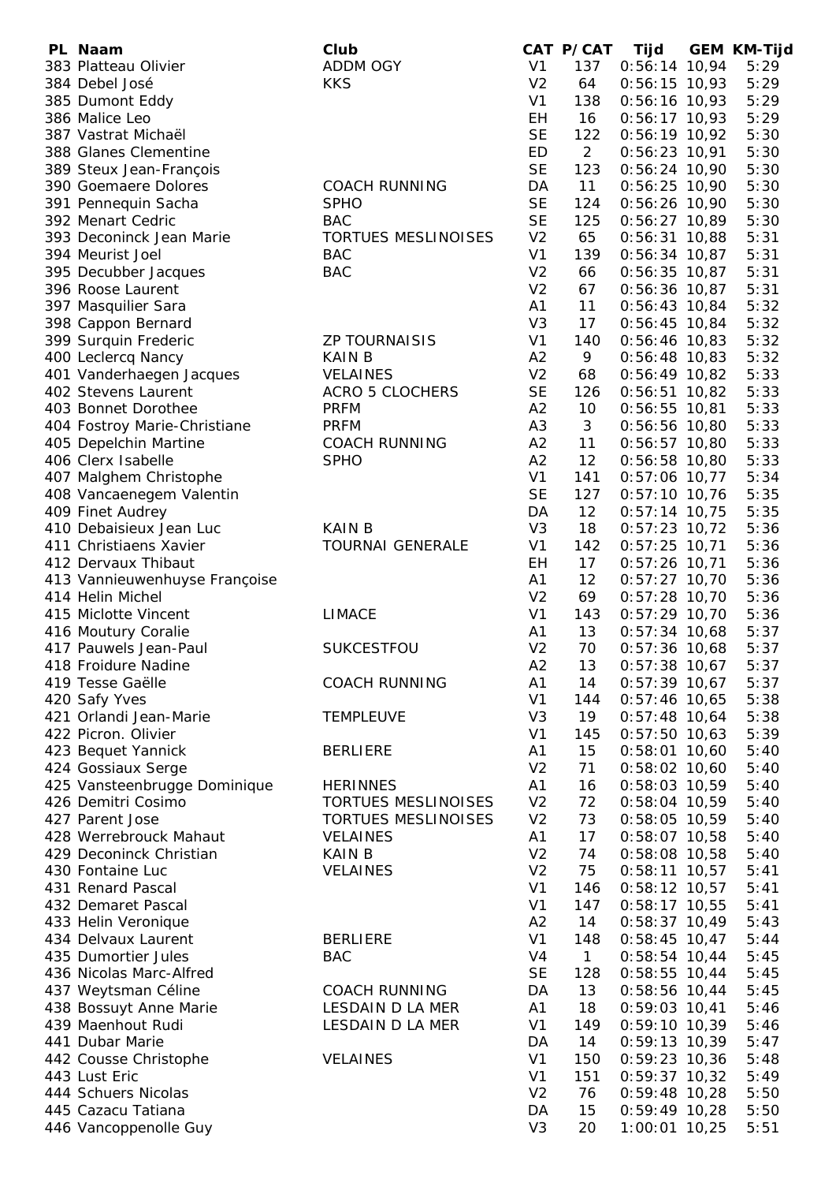| PL | Naam | Club | CAT | P/CAT | Tijd | GEM | KM-Tijd |
|---|---|---|---|---|---|---|---|
| 383 | Platteau Olivier | ADDM OGY | V1 | 137 | 0:56:14 | 10,94 | 5:29 |
| 384 | Debel José | KKS | V2 | 64 | 0:56:15 | 10,93 | 5:29 |
| 385 | Dumont Eddy | | V1 | 138 | 0:56:16 | 10,93 | 5:29 |
| 386 | Malice Leo | | EH | 16 | 0:56:17 | 10,93 | 5:29 |
| 387 | Vastrat Michaël | | SE | 122 | 0:56:19 | 10,92 | 5:30 |
| 388 | Glanes Clementine | | ED | 2 | 0:56:23 | 10,91 | 5:30 |
| 389 | Steux Jean-François | | SE | 123 | 0:56:24 | 10,90 | 5:30 |
| 390 | Goemaere Dolores | COACH RUNNING | DA | 11 | 0:56:25 | 10,90 | 5:30 |
| 391 | Pennequin Sacha | SPHO | SE | 124 | 0:56:26 | 10,90 | 5:30 |
| 392 | Menart Cedric | BAC | SE | 125 | 0:56:27 | 10,89 | 5:30 |
| 393 | Deconinck Jean Marie | TORTUES MESLINOISES | V2 | 65 | 0:56:31 | 10,88 | 5:31 |
| 394 | Meurist Joel | BAC | V1 | 139 | 0:56:34 | 10,87 | 5:31 |
| 395 | Decubber Jacques | BAC | V2 | 66 | 0:56:35 | 10,87 | 5:31 |
| 396 | Roose Laurent | | V2 | 67 | 0:56:36 | 10,87 | 5:31 |
| 397 | Masquilier Sara | | A1 | 11 | 0:56:43 | 10,84 | 5:32 |
| 398 | Cappon Bernard | | V3 | 17 | 0:56:45 | 10,84 | 5:32 |
| 399 | Surquin Frederic | ZP TOURNAISIS | V1 | 140 | 0:56:46 | 10,83 | 5:32 |
| 400 | Leclercq Nancy | KAIN B | A2 | 9 | 0:56:48 | 10,83 | 5:32 |
| 401 | Vanderhaegen Jacques | VELAINES | V2 | 68 | 0:56:49 | 10,82 | 5:33 |
| 402 | Stevens Laurent | ACRO 5 CLOCHERS | SE | 126 | 0:56:51 | 10,82 | 5:33 |
| 403 | Bonnet Dorothee | PRFM | A2 | 10 | 0:56:55 | 10,81 | 5:33 |
| 404 | Fostroy Marie-Christiane | PRFM | A3 | 3 | 0:56:56 | 10,80 | 5:33 |
| 405 | Depelchin Martine | COACH RUNNING | A2 | 11 | 0:56:57 | 10,80 | 5:33 |
| 406 | Clerx Isabelle | SPHO | A2 | 12 | 0:56:58 | 10,80 | 5:33 |
| 407 | Malghem Christophe | | V1 | 141 | 0:57:06 | 10,77 | 5:34 |
| 408 | Vancaenegem Valentin | | SE | 127 | 0:57:10 | 10,76 | 5:35 |
| 409 | Finet Audrey | | DA | 12 | 0:57:14 | 10,75 | 5:35 |
| 410 | Debaisieux Jean Luc | KAIN B | V3 | 18 | 0:57:23 | 10,72 | 5:36 |
| 411 | Christiaens Xavier | TOURNAI GENERALE | V1 | 142 | 0:57:25 | 10,71 | 5:36 |
| 412 | Dervaux Thibaut | | EH | 17 | 0:57:26 | 10,71 | 5:36 |
| 413 | Vannieuwenhuyse Françoise | | A1 | 12 | 0:57:27 | 10,70 | 5:36 |
| 414 | Helin Michel | | V2 | 69 | 0:57:28 | 10,70 | 5:36 |
| 415 | Miclotte Vincent | LIMACE | V1 | 143 | 0:57:29 | 10,70 | 5:36 |
| 416 | Moutury Coralie | | A1 | 13 | 0:57:34 | 10,68 | 5:37 |
| 417 | Pauwels Jean-Paul | SUKCESTFOU | V2 | 70 | 0:57:36 | 10,68 | 5:37 |
| 418 | Froidure Nadine | | A2 | 13 | 0:57:38 | 10,67 | 5:37 |
| 419 | Tesse Gaëlle | COACH RUNNING | A1 | 14 | 0:57:39 | 10,67 | 5:37 |
| 420 | Safy Yves | | V1 | 144 | 0:57:46 | 10,65 | 5:38 |
| 421 | Orlandi Jean-Marie | TEMPLEUVE | V3 | 19 | 0:57:48 | 10,64 | 5:38 |
| 422 | Picron. Olivier | | V1 | 145 | 0:57:50 | 10,63 | 5:39 |
| 423 | Bequet Yannick | BERLIERE | A1 | 15 | 0:58:01 | 10,60 | 5:40 |
| 424 | Gossiaux Serge | | V2 | 71 | 0:58:02 | 10,60 | 5:40 |
| 425 | Vansteenbrugge Dominique | HERINNES | A1 | 16 | 0:58:03 | 10,59 | 5:40 |
| 426 | Demitri Cosimo | TORTUES MESLINOISES | V2 | 72 | 0:58:04 | 10,59 | 5:40 |
| 427 | Parent Jose | TORTUES MESLINOISES | V2 | 73 | 0:58:05 | 10,59 | 5:40 |
| 428 | Werrebrouck Mahaut | VELAINES | A1 | 17 | 0:58:07 | 10,58 | 5:40 |
| 429 | Deconinck Christian | KAIN B | V2 | 74 | 0:58:08 | 10,58 | 5:40 |
| 430 | Fontaine Luc | VELAINES | V2 | 75 | 0:58:11 | 10,57 | 5:41 |
| 431 | Renard Pascal | | V1 | 146 | 0:58:12 | 10,57 | 5:41 |
| 432 | Demaret Pascal | | V1 | 147 | 0:58:17 | 10,55 | 5:41 |
| 433 | Helin Veronique | | A2 | 14 | 0:58:37 | 10,49 | 5:43 |
| 434 | Delvaux Laurent | BERLIERE | V1 | 148 | 0:58:45 | 10,47 | 5:44 |
| 435 | Dumortier Jules | BAC | V4 | 1 | 0:58:54 | 10,44 | 5:45 |
| 436 | Nicolas Marc-Alfred | | SE | 128 | 0:58:55 | 10,44 | 5:45 |
| 437 | Weytsman Céline | COACH RUNNING | DA | 13 | 0:58:56 | 10,44 | 5:45 |
| 438 | Bossuyt Anne Marie | LESDAIN D LA MER | A1 | 18 | 0:59:03 | 10,41 | 5:46 |
| 439 | Maenhout Rudi | LESDAIN D LA MER | V1 | 149 | 0:59:10 | 10,39 | 5:46 |
| 441 | Dubar Marie | | DA | 14 | 0:59:13 | 10,39 | 5:47 |
| 442 | Cousse Christophe | VELAINES | V1 | 150 | 0:59:23 | 10,36 | 5:48 |
| 443 | Lust Eric | | V1 | 151 | 0:59:37 | 10,32 | 5:49 |
| 444 | Schuers Nicolas | | V2 | 76 | 0:59:48 | 10,28 | 5:50 |
| 445 | Cazacu Tatiana | | DA | 15 | 0:59:49 | 10,28 | 5:50 |
| 446 | Vancoppenolle Guy | | V3 | 20 | 1:00:01 | 10,25 | 5:51 |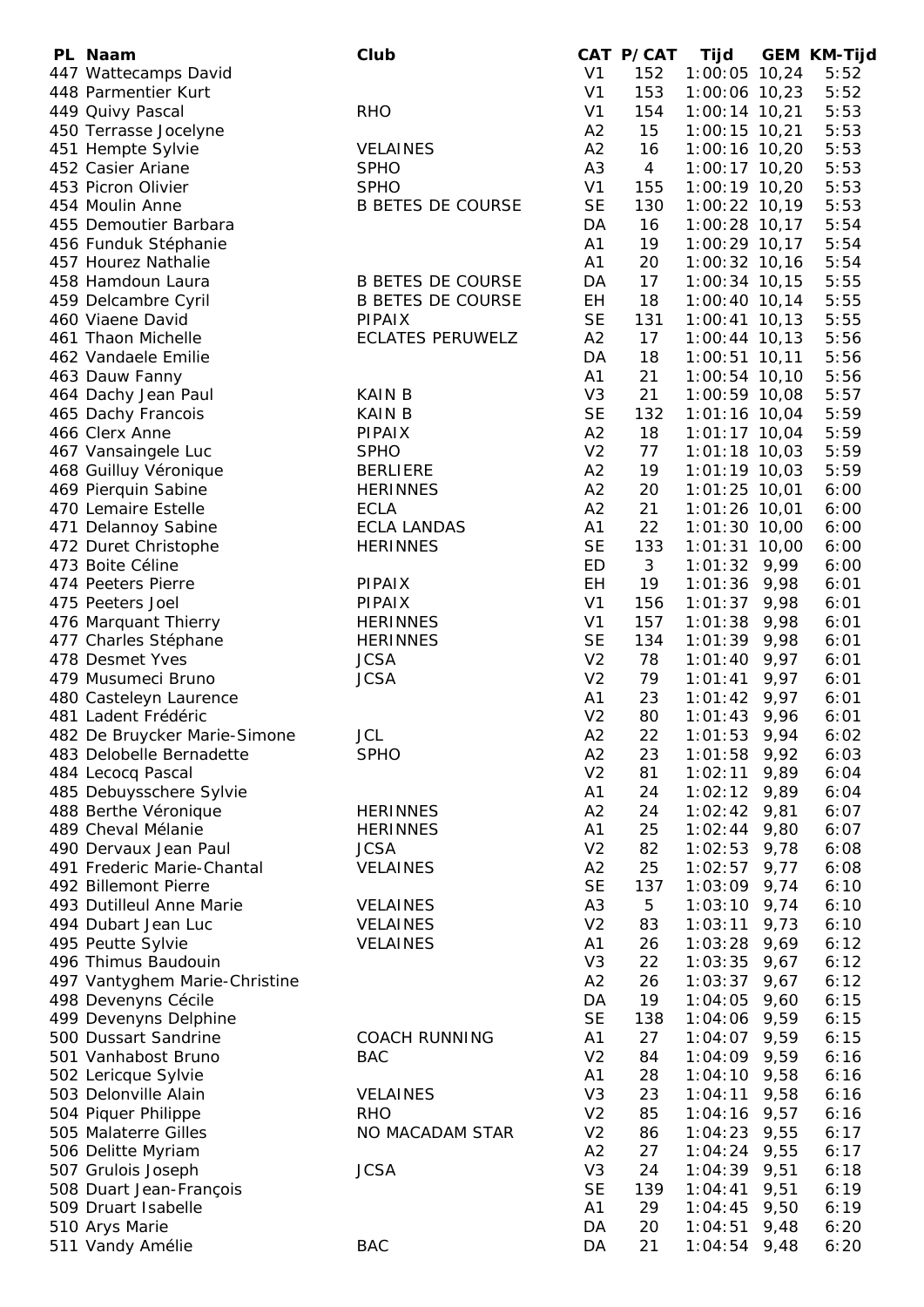| PL | Naam | Club | CAT | P/CAT | Tijd | GEM | KM-Tijd |
|---|---|---|---|---|---|---|---|
| 447 | Wattecamps David | | V1 | 152 | 1:00:05 | 10,24 | 5:52 |
| 448 | Parmentier Kurt | | V1 | 153 | 1:00:06 | 10,23 | 5:52 |
| 449 | Quivy Pascal | RHO | V1 | 154 | 1:00:14 | 10,21 | 5:53 |
| 450 | Terrasse Jocelyne | | A2 | 15 | 1:00:15 | 10,21 | 5:53 |
| 451 | Hempte Sylvie | VELAINES | A2 | 16 | 1:00:16 | 10,20 | 5:53 |
| 452 | Casier Ariane | SPHO | A3 | 4 | 1:00:17 | 10,20 | 5:53 |
| 453 | Picron Olivier | SPHO | V1 | 155 | 1:00:19 | 10,20 | 5:53 |
| 454 | Moulin Anne | B BETES DE COURSE | SE | 130 | 1:00:22 | 10,19 | 5:53 |
| 455 | Demoutier Barbara | | DA | 16 | 1:00:28 | 10,17 | 5:54 |
| 456 | Funduk Stéphanie | | A1 | 19 | 1:00:29 | 10,17 | 5:54 |
| 457 | Hourez Nathalie | | A1 | 20 | 1:00:32 | 10,16 | 5:54 |
| 458 | Hamdoun Laura | B BETES DE COURSE | DA | 17 | 1:00:34 | 10,15 | 5:55 |
| 459 | Delcambre Cyril | B BETES DE COURSE | EH | 18 | 1:00:40 | 10,14 | 5:55 |
| 460 | Viaene David | PIPAIX | SE | 131 | 1:00:41 | 10,13 | 5:55 |
| 461 | Thaon Michelle | ECLATES PERUWELZ | A2 | 17 | 1:00:44 | 10,13 | 5:56 |
| 462 | Vandaele Emilie | | DA | 18 | 1:00:51 | 10,11 | 5:56 |
| 463 | Dauw Fanny | | A1 | 21 | 1:00:54 | 10,10 | 5:56 |
| 464 | Dachy Jean Paul | KAIN B | V3 | 21 | 1:00:59 | 10,08 | 5:57 |
| 465 | Dachy Francois | KAIN B | SE | 132 | 1:01:16 | 10,04 | 5:59 |
| 466 | Clerx Anne | PIPAIX | A2 | 18 | 1:01:17 | 10,04 | 5:59 |
| 467 | Vansaingele Luc | SPHO | V2 | 77 | 1:01:18 | 10,03 | 5:59 |
| 468 | Guilluy Véronique | BERLIERE | A2 | 19 | 1:01:19 | 10,03 | 5:59 |
| 469 | Pierquin Sabine | HERINNES | A2 | 20 | 1:01:25 | 10,01 | 6:00 |
| 470 | Lemaire Estelle | ECLA | A2 | 21 | 1:01:26 | 10,01 | 6:00 |
| 471 | Delannoy Sabine | ECLA LANDAS | A1 | 22 | 1:01:30 | 10,00 | 6:00 |
| 472 | Duret Christophe | HERINNES | SE | 133 | 1:01:31 | 10,00 | 6:00 |
| 473 | Boite Céline | | ED | 3 | 1:01:32 | 9,99 | 6:00 |
| 474 | Peeters Pierre | PIPAIX | EH | 19 | 1:01:36 | 9,98 | 6:01 |
| 475 | Peeters Joel | PIPAIX | V1 | 156 | 1:01:37 | 9,98 | 6:01 |
| 476 | Marquant Thierry | HERINNES | V1 | 157 | 1:01:38 | 9,98 | 6:01 |
| 477 | Charles Stéphane | HERINNES | SE | 134 | 1:01:39 | 9,98 | 6:01 |
| 478 | Desmet Yves | JCSA | V2 | 78 | 1:01:40 | 9,97 | 6:01 |
| 479 | Musumeci Bruno | JCSA | V2 | 79 | 1:01:41 | 9,97 | 6:01 |
| 480 | Casteleyn Laurence | | A1 | 23 | 1:01:42 | 9,97 | 6:01 |
| 481 | Ladent Frédéric | | V2 | 80 | 1:01:43 | 9,96 | 6:01 |
| 482 | De Bruycker Marie-Simone | JCL | A2 | 22 | 1:01:53 | 9,94 | 6:02 |
| 483 | Delobelle Bernadette | SPHO | A2 | 23 | 1:01:58 | 9,92 | 6:03 |
| 484 | Lecocq Pascal | | V2 | 81 | 1:02:11 | 9,89 | 6:04 |
| 485 | Debuysschere Sylvie | | A1 | 24 | 1:02:12 | 9,89 | 6:04 |
| 488 | Berthe Véronique | HERINNES | A2 | 24 | 1:02:42 | 9,81 | 6:07 |
| 489 | Cheval Mélanie | HERINNES | A1 | 25 | 1:02:44 | 9,80 | 6:07 |
| 490 | Dervaux Jean Paul | JCSA | V2 | 82 | 1:02:53 | 9,78 | 6:08 |
| 491 | Frederic Marie-Chantal | VELAINES | A2 | 25 | 1:02:57 | 9,77 | 6:08 |
| 492 | Billemont Pierre | | SE | 137 | 1:03:09 | 9,74 | 6:10 |
| 493 | Dutilleul Anne Marie | VELAINES | A3 | 5 | 1:03:10 | 9,74 | 6:10 |
| 494 | Dubart Jean Luc | VELAINES | V2 | 83 | 1:03:11 | 9,73 | 6:10 |
| 495 | Peutte Sylvie | VELAINES | A1 | 26 | 1:03:28 | 9,69 | 6:12 |
| 496 | Thimus Baudouin | | V3 | 22 | 1:03:35 | 9,67 | 6:12 |
| 497 | Vantyghem Marie-Christine | | A2 | 26 | 1:03:37 | 9,67 | 6:12 |
| 498 | Devenyns Cécile | | DA | 19 | 1:04:05 | 9,60 | 6:15 |
| 499 | Devenyns Delphine | | SE | 138 | 1:04:06 | 9,59 | 6:15 |
| 500 | Dussart Sandrine | COACH RUNNING | A1 | 27 | 1:04:07 | 9,59 | 6:15 |
| 501 | Vanhabost Bruno | BAC | V2 | 84 | 1:04:09 | 9,59 | 6:16 |
| 502 | Lericque Sylvie | | A1 | 28 | 1:04:10 | 9,58 | 6:16 |
| 503 | Delonville Alain | VELAINES | V3 | 23 | 1:04:11 | 9,58 | 6:16 |
| 504 | Piquer Philippe | RHO | V2 | 85 | 1:04:16 | 9,57 | 6:16 |
| 505 | Malaterre Gilles | NO MACADAM STAR | V2 | 86 | 1:04:23 | 9,55 | 6:17 |
| 506 | Delitte Myriam | | A2 | 27 | 1:04:24 | 9,55 | 6:17 |
| 507 | Grulois Joseph | JCSA | V3 | 24 | 1:04:39 | 9,51 | 6:18 |
| 508 | Duart Jean-François | | SE | 139 | 1:04:41 | 9,51 | 6:19 |
| 509 | Druart Isabelle | | A1 | 29 | 1:04:45 | 9,50 | 6:19 |
| 510 | Arys Marie | | DA | 20 | 1:04:51 | 9,48 | 6:20 |
| 511 | Vandy Amélie | BAC | DA | 21 | 1:04:54 | 9,48 | 6:20 |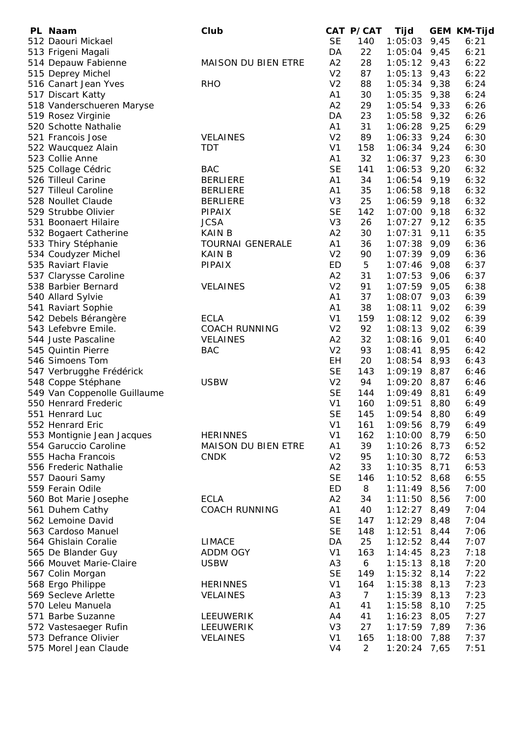| PL | Naam | Club | CAT | P/CAT | Tijd | GEM | KM-Tijd |
|---|---|---|---|---|---|---|---|
| 512 | Daouri Mickael | | SE | 140 | 1:05:03 | 9,45 | 6:21 |
| 513 | Frigeni Magali | | DA | 22 | 1:05:04 | 9,45 | 6:21 |
| 514 | Depauw Fabienne | MAISON DU BIEN ETRE | A2 | 28 | 1:05:12 | 9,43 | 6:22 |
| 515 | Deprey Michel | | V2 | 87 | 1:05:13 | 9,43 | 6:22 |
| 516 | Canart Jean Yves | RHO | V2 | 88 | 1:05:34 | 9,38 | 6:24 |
| 517 | Discart Katty | | A1 | 30 | 1:05:35 | 9,38 | 6:24 |
| 518 | Vanderschueren Maryse | | A2 | 29 | 1:05:54 | 9,33 | 6:26 |
| 519 | Rosez Virginie | | DA | 23 | 1:05:58 | 9,32 | 6:26 |
| 520 | Schotte Nathalie | | A1 | 31 | 1:06:28 | 9,25 | 6:29 |
| 521 | Francois Jose | VELAINES | V2 | 89 | 1:06:33 | 9,24 | 6:30 |
| 522 | Waucquez Alain | TDT | V1 | 158 | 1:06:34 | 9,24 | 6:30 |
| 523 | Collie Anne | | A1 | 32 | 1:06:37 | 9,23 | 6:30 |
| 525 | Collage Cédric | BAC | SE | 141 | 1:06:53 | 9,20 | 6:32 |
| 526 | Tilleul Carine | BERLIERE | A1 | 34 | 1:06:54 | 9,19 | 6:32 |
| 527 | Tilleul Caroline | BERLIERE | A1 | 35 | 1:06:58 | 9,18 | 6:32 |
| 528 | Noullet Claude | BERLIERE | V3 | 25 | 1:06:59 | 9,18 | 6:32 |
| 529 | Strubbe Olivier | PIPAIX | SE | 142 | 1:07:00 | 9,18 | 6:32 |
| 531 | Boonaert Hilaire | JCSA | V3 | 26 | 1:07:27 | 9,12 | 6:35 |
| 532 | Bogaert Catherine | KAIN B | A2 | 30 | 1:07:31 | 9,11 | 6:35 |
| 533 | Thiry Stéphanie | TOURNAI GENERALE | A1 | 36 | 1:07:38 | 9,09 | 6:36 |
| 534 | Coudyzer Michel | KAIN B | V2 | 90 | 1:07:39 | 9,09 | 6:36 |
| 535 | Raviart Flavie | PIPAIX | ED | 5 | 1:07:46 | 9,08 | 6:37 |
| 537 | Clarysse Caroline | | A2 | 31 | 1:07:53 | 9,06 | 6:37 |
| 538 | Barbier Bernard | VELAINES | V2 | 91 | 1:07:59 | 9,05 | 6:38 |
| 540 | Allard Sylvie | | A1 | 37 | 1:08:07 | 9,03 | 6:39 |
| 541 | Raviart Sophie | | A1 | 38 | 1:08:11 | 9,02 | 6:39 |
| 542 | Debels Bérangère | ECLA | V1 | 159 | 1:08:12 | 9,02 | 6:39 |
| 543 | Lefebvre Emile. | COACH RUNNING | V2 | 92 | 1:08:13 | 9,02 | 6:39 |
| 544 | Juste Pascaline | VELAINES | A2 | 32 | 1:08:16 | 9,01 | 6:40 |
| 545 | Quintin Pierre | BAC | V2 | 93 | 1:08:41 | 8,95 | 6:42 |
| 546 | Simoens Tom | | EH | 20 | 1:08:54 | 8,93 | 6:43 |
| 547 | Verbrugghe Frédérick | | SE | 143 | 1:09:19 | 8,87 | 6:46 |
| 548 | Coppe Stéphane | USBW | V2 | 94 | 1:09:20 | 8,87 | 6:46 |
| 549 | Van Coppenolle Guillaume | | SE | 144 | 1:09:49 | 8,81 | 6:49 |
| 550 | Henrard Frederic | | V1 | 160 | 1:09:51 | 8,80 | 6:49 |
| 551 | Henrard Luc | | SE | 145 | 1:09:54 | 8,80 | 6:49 |
| 552 | Henrard Eric | | V1 | 161 | 1:09:56 | 8,79 | 6:49 |
| 553 | Montignie Jean Jacques | HERINNES | V1 | 162 | 1:10:00 | 8,79 | 6:50 |
| 554 | Garuccio Caroline | MAISON DU BIEN ETRE | A1 | 39 | 1:10:26 | 8,73 | 6:52 |
| 555 | Hacha Francois | CNDK | V2 | 95 | 1:10:30 | 8,72 | 6:53 |
| 556 | Frederic Nathalie | | A2 | 33 | 1:10:35 | 8,71 | 6:53 |
| 557 | Daouri Samy | | SE | 146 | 1:10:52 | 8,68 | 6:55 |
| 559 | Ferain Odile | | ED | 8 | 1:11:49 | 8,56 | 7:00 |
| 560 | Bot Marie Josephe | ECLA | A2 | 34 | 1:11:50 | 8,56 | 7:00 |
| 561 | Duhem Cathy | COACH RUNNING | A1 | 40 | 1:12:27 | 8,49 | 7:04 |
| 562 | Lemoine David | | SE | 147 | 1:12:29 | 8,48 | 7:04 |
| 563 | Cardoso Manuel | | SE | 148 | 1:12:51 | 8,44 | 7:06 |
| 564 | Ghislain Coralie | LIMACE | DA | 25 | 1:12:52 | 8,44 | 7:07 |
| 565 | De Blander Guy | ADDM OGY | V1 | 163 | 1:14:45 | 8,23 | 7:18 |
| 566 | Mouvet Marie-Claire | USBW | A3 | 6 | 1:15:13 | 8,18 | 7:20 |
| 567 | Colin Morgan | | SE | 149 | 1:15:32 | 8,14 | 7:22 |
| 568 | Ergo Philippe | HERINNES | V1 | 164 | 1:15:38 | 8,13 | 7:23 |
| 569 | Secleve Arlette | VELAINES | A3 | 7 | 1:15:39 | 8,13 | 7:23 |
| 570 | Leleu Manuela | | A1 | 41 | 1:15:58 | 8,10 | 7:25 |
| 571 | Barbe Suzanne | LEEUWERIK | A4 | 41 | 1:16:23 | 8,05 | 7:27 |
| 572 | Vastesaeger Rufin | LEEUWERIK | V3 | 27 | 1:17:59 | 7,89 | 7:36 |
| 573 | Defrance Olivier | VELAINES | V1 | 165 | 1:18:00 | 7,88 | 7:37 |
| 575 | Morel Jean Claude | | V4 | 2 | 1:20:24 | 7,65 | 7:51 |